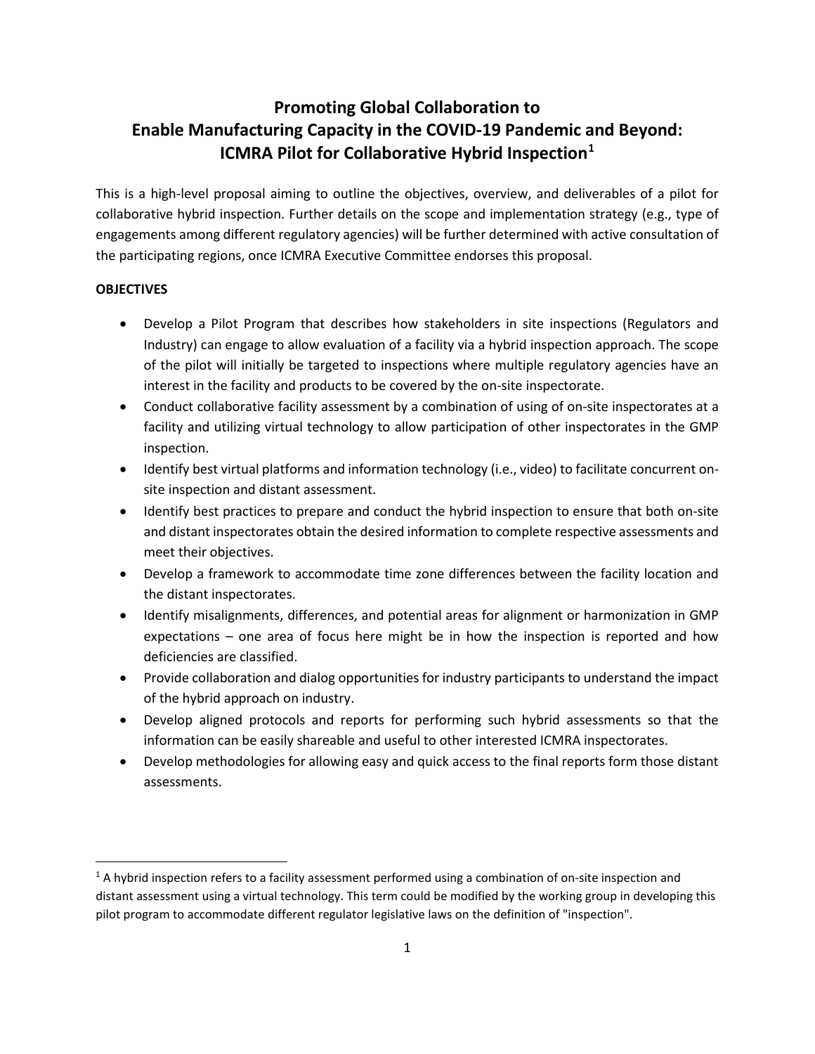# Promoting Global Collaboration to Enable Manufacturing Capacity in the COVID-19 Pandemic and Beyond: ICMRA Pilot for Collaborative Hybrid Inspection[1]

This is a high-level proposal aiming to outline the objectives, overview, and deliverables of a pilot for collaborative hybrid inspection. Further details on the scope and implementation strategy (e.g., type of engagements among different regulatory agencies) will be further determined with active consultation of the participating regions, once ICMRA Executive Committee endorses this proposal.

**OBJECTIVES**

- Develop a Pilot Program that describes how stakeholders in site inspections (Regulators and Industry) can engage to allow evaluation of a facility via a hybrid inspection approach. The scope of the pilot will initially be targeted to inspections where multiple regulatory agencies have an interest in the facility and products to be covered by the on-site inspectorate.
- Conduct collaborative facility assessment by a combination of using of on-site inspectorates at a facility and utilizing virtual technology to allow participation of other inspectorates in the GMP inspection.
- Identify best virtual platforms and information technology (i.e., video) to facilitate concurrent on-site inspection and distant assessment.
- Identify best practices to prepare and conduct the hybrid inspection to ensure that both on-site and distant inspectorates obtain the desired information to complete respective assessments and meet their objectives.
- Develop a framework to accommodate time zone differences between the facility location and the distant inspectorates.
- Identify misalignments, differences, and potential areas for alignment or harmonization in GMP expectations – one area of focus here might be in how the inspection is reported and how deficiencies are classified.
- Provide collaboration and dialog opportunities for industry participants to understand the impact of the hybrid approach on industry.
- Develop aligned protocols and reports for performing such hybrid assessments so that the information can be easily shareable and useful to other interested ICMRA inspectorates.
- Develop methodologies for allowing easy and quick access to the final reports form those distant assessments.

[1] A hybrid inspection refers to a facility assessment performed using a combination of on-site inspection and distant assessment using a virtual technology. This term could be modified by the working group in developing this pilot program to accommodate different regulator legislative laws on the definition of "inspection".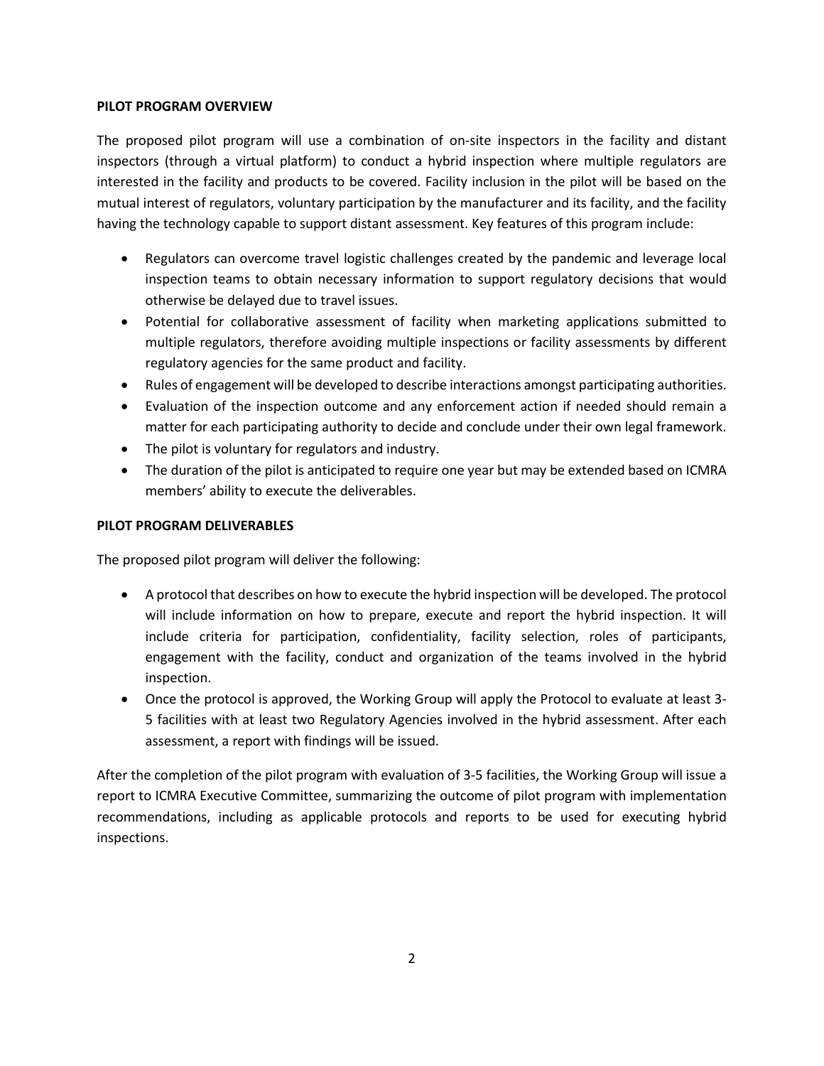**PILOT PROGRAM OVERVIEW**

The proposed pilot program will use a combination of on-site inspectors in the facility and distant inspectors (through a virtual platform) to conduct a hybrid inspection where multiple regulators are interested in the facility and products to be covered. Facility inclusion in the pilot will be based on the mutual interest of regulators, voluntary participation by the manufacturer and its facility, and the facility having the technology capable to support distant assessment. Key features of this program include:

- Regulators can overcome travel logistic challenges created by the pandemic and leverage local inspection teams to obtain necessary information to support regulatory decisions that would otherwise be delayed due to travel issues.
- Potential for collaborative assessment of facility when marketing applications submitted to multiple regulators, therefore avoiding multiple inspections or facility assessments by different regulatory agencies for the same product and facility.
- Rules of engagement will be developed to describe interactions amongst participating authorities.
- Evaluation of the inspection outcome and any enforcement action if needed should remain a matter for each participating authority to decide and conclude under their own legal framework.
- The pilot is voluntary for regulators and industry.
- The duration of the pilot is anticipated to require one year but may be extended based on ICMRA members' ability to execute the deliverables.

**PILOT PROGRAM DELIVERABLES**

The proposed pilot program will deliver the following:

- A protocol that describes on how to execute the hybrid inspection will be developed. The protocol will include information on how to prepare, execute and report the hybrid inspection. It will include criteria for participation, confidentiality, facility selection, roles of participants, engagement with the facility, conduct and organization of the teams involved in the hybrid inspection.
- Once the protocol is approved, the Working Group will apply the Protocol to evaluate at least 3-5 facilities with at least two Regulatory Agencies involved in the hybrid assessment. After each assessment, a report with findings will be issued.

After the completion of the pilot program with evaluation of 3-5 facilities, the Working Group will issue a report to ICMRA Executive Committee, summarizing the outcome of pilot program with implementation recommendations, including as applicable protocols and reports to be used for executing hybrid inspections.